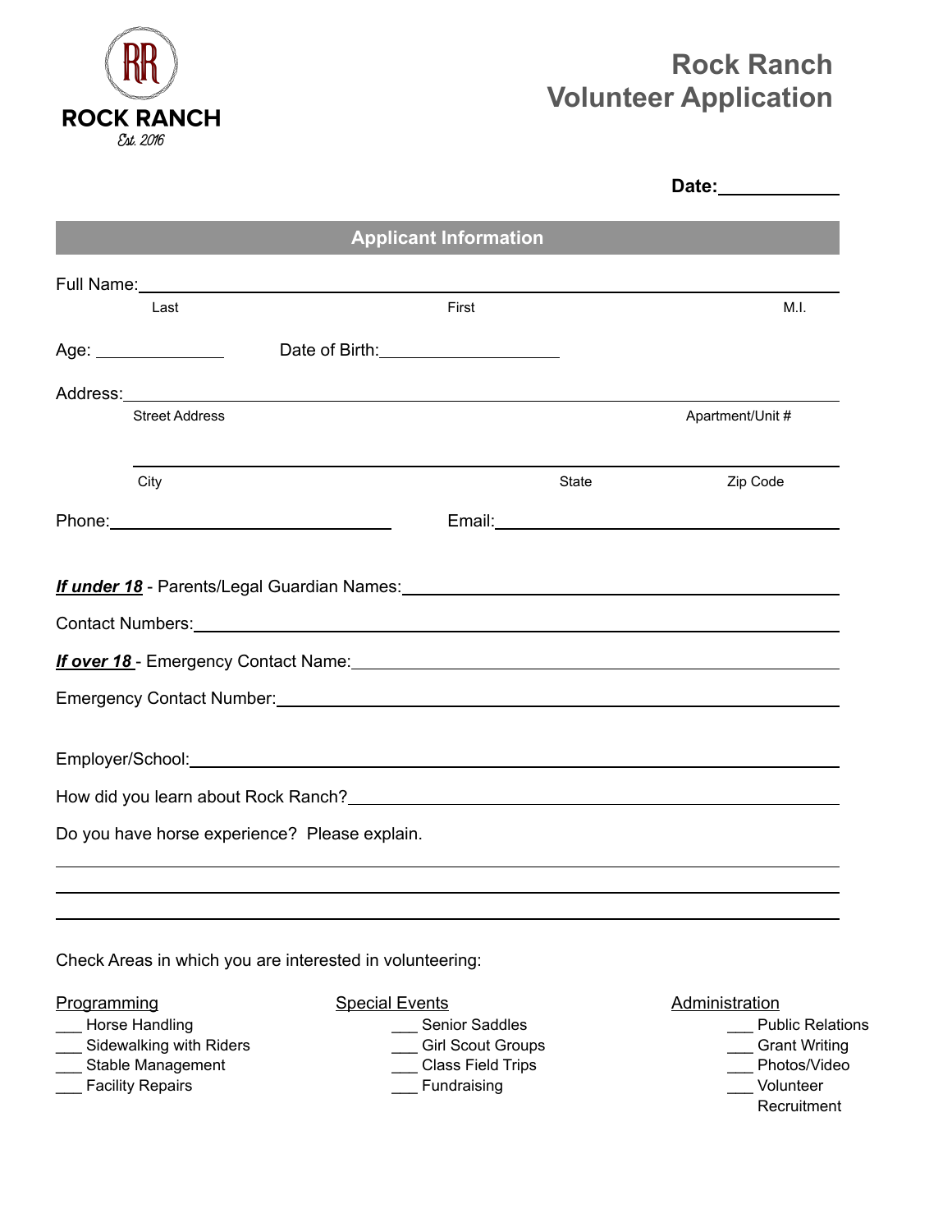ROCK RANCH

Est. 2016

# Rock Ranch Volunteer Application

**Date:**\_\_\_\_\_\_\_\_\_\_\_\_

## Applicant Information

Full Name:\_\_\_\_\_\_\_\_\_\_\_\_\_\_\_\_\_\_\_\_\_\_\_\_\_\_\_\_\_\_\_\_\_\_\_\_\_\_\_\_\_\_\_\_\_\_\_\_

Last First M.I.

Age: \_\_\_\_\_\_\_\_\_\_ Date of Birth:\_\_\_\_\_\_\_\_\_\_\_\_\_\_\_\_

Address:\_\_\_\_\_\_\_\_\_\_\_\_\_\_\_\_\_\_\_\_\_\_\_\_\_\_\_\_\_\_\_\_\_\_\_\_\_\_\_\_\_\_\_\_\_\_\_\_

Street Address Apartment/Unit #

\_\_\_\_\_\_\_\_\_\_\_\_\_\_\_\_\_\_\_\_\_\_\_\_\_\_\_\_\_\_\_\_\_\_\_\_\_\_\_\_\_\_\_\_\_\_\_\_

City State Zip Code

Phone:\_\_\_\_\_\_\_\_\_\_\_\_\_\_\_\_\_\_\_\_\_\_\_\_ Email:\_\_\_\_\_\_\_\_\_\_\_\_\_\_\_\_\_\_\_\_\_\_\_\_\_\_\_\_

***If under 18*** - Parents/Legal Guardian Names:\_\_\_\_\_\_\_\_\_\_\_\_\_\_\_\_\_\_\_\_\_\_\_\_\_\_\_\_

Contact Numbers:\_\_\_\_\_\_\_\_\_\_\_\_\_\_\_\_\_\_\_\_\_\_\_\_\_\_\_\_\_\_\_\_\_\_\_\_\_\_\_\_\_\_\_\_

***If over 18*** - Emergency Contact Name:\_\_\_\_\_\_\_\_\_\_\_\_\_\_\_\_\_\_\_\_\_\_\_\_\_\_\_\_\_\_\_\_

Emergency Contact Number:\_\_\_\_\_\_\_\_\_\_\_\_\_\_\_\_\_\_\_\_\_\_\_\_\_\_\_\_\_\_\_\_\_\_\_\_\_\_\_\_

Employer/School:\_\_\_\_\_\_\_\_\_\_\_\_\_\_\_\_\_\_\_\_\_\_\_\_\_\_\_\_\_\_\_\_\_\_\_\_\_\_\_\_\_\_\_\_

How did you learn about Rock Ranch?\_\_\_\_\_\_\_\_\_\_\_\_\_\_\_\_\_\_\_\_\_\_\_\_\_\_\_\_\_\_\_\_\_\_

Do you have horse experience? Please explain.

\_\_\_\_\_\_\_\_\_\_\_\_\_\_\_\_\_\_\_\_\_\_\_\_\_\_\_\_\_\_\_\_\_\_\_\_\_\_\_\_\_\_\_\_\_\_\_\_\_\_\_\_\_\_\_\_\_\_

\_\_\_\_\_\_\_\_\_\_\_\_\_\_\_\_\_\_\_\_\_\_\_\_\_\_\_\_\_\_\_\_\_\_\_\_\_\_\_\_\_\_\_\_\_\_\_\_\_\_\_\_\_\_\_\_\_\_

\_\_\_\_\_\_\_\_\_\_\_\_\_\_\_\_\_\_\_\_\_\_\_\_\_\_\_\_\_\_\_\_\_\_\_\_\_\_\_\_\_\_\_\_\_\_\_\_\_\_\_\_\_\_\_\_\_\_

Check Areas in which you are interested in volunteering:

<u>Programming</u>

- \_\_\_ Horse Handling
- \_\_\_ Sidewalking with Riders
- \_\_\_ Stable Management
- \_\_\_ Facility Repairs

<u>Special Events</u>

- \_\_\_ Senior Saddles
- \_\_\_ Girl Scout Groups
- \_\_\_ Class Field Trips
- \_\_\_ Fundraising

<u>Administration</u>

- \_\_\_ Public Relations
- \_\_\_ Grant Writing
- \_\_\_ Photos/Video
- \_\_\_ Volunteer Recruitment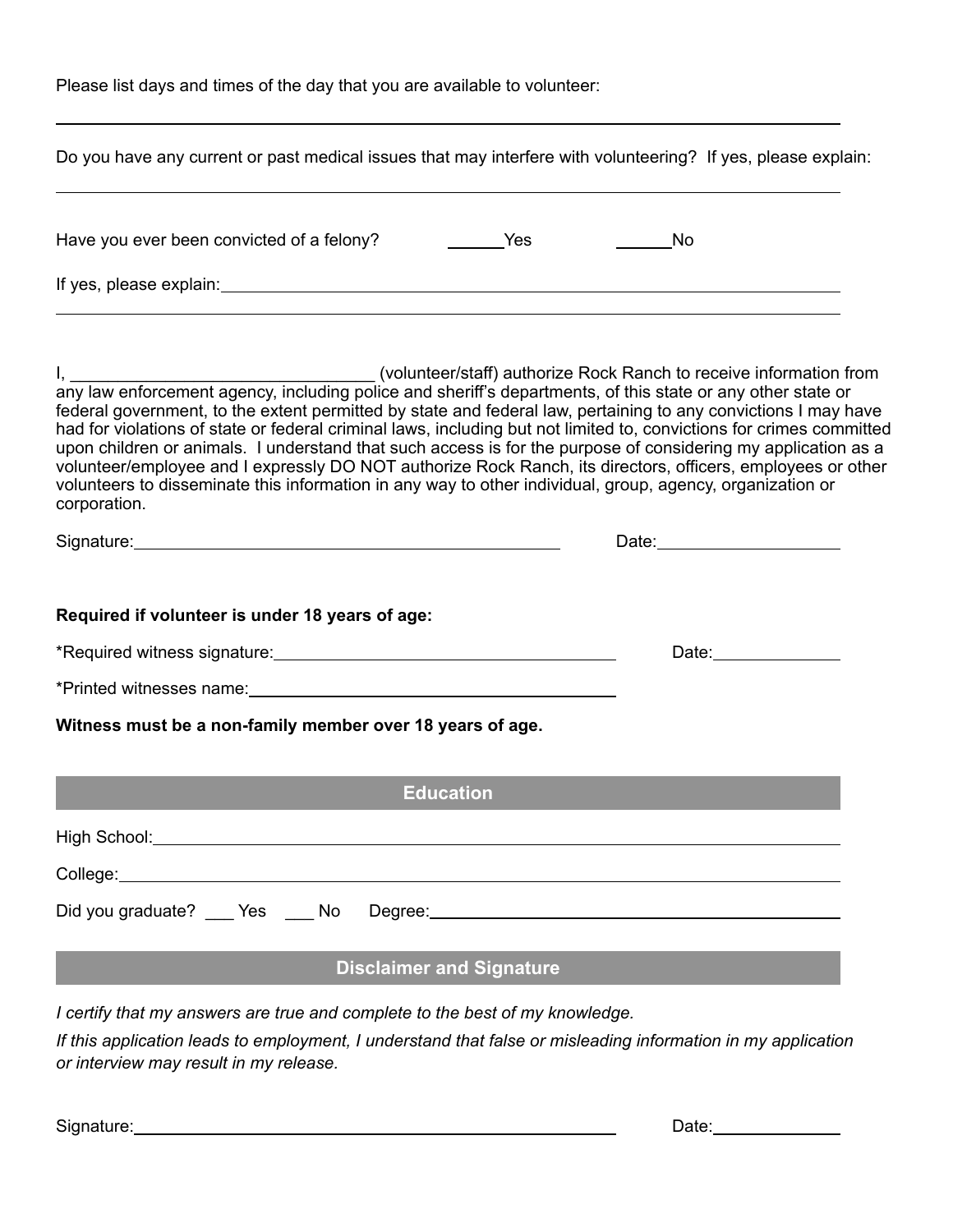Please list days and times of the day that you are available to volunteer:

______________________________________________________________________

Do you have any current or past medical issues that may interfere with volunteering? If yes, please explain:

______________________________________________________________________

Have you ever been convicted of a felony? ______Yes ______No

If yes, please explain: ______________________________________________________________________

______________________________________________________________________

I, ________________________________ (volunteer/staff) authorize Rock Ranch to receive information from any law enforcement agency, including police and sheriff's departments, of this state or any other state or federal government, to the extent permitted by state and federal law, pertaining to any convictions I may have had for violations of state or federal criminal laws, including but not limited to, convictions for crimes committed upon children or animals. I understand that such access is for the purpose of considering my application as a volunteer/employee and I expressly DO NOT authorize Rock Ranch, its directors, officers, employees or other volunteers to disseminate this information in any way to other individual, group, agency, organization or corporation.

Signature: ______________________________________________ Date: ____________________

**Required if volunteer is under 18 years of age:**

*Required witness signature: ____________________________________ Date: ______________

*Printed witnesses name: ____________________________________

**Witness must be a non-family member over 18 years of age.**

## Education

High School: ______________________________________________________________________

College: ______________________________________________________________________

Did you graduate? ___ Yes ___ No Degree: ______________________________________________

## Disclaimer and Signature

*I certify that my answers are true and complete to the best of my knowledge.*

*If this application leads to employment, I understand that false or misleading information in my application or interview may result in my release.*

Signature: ______________________________________________________ Date: ______________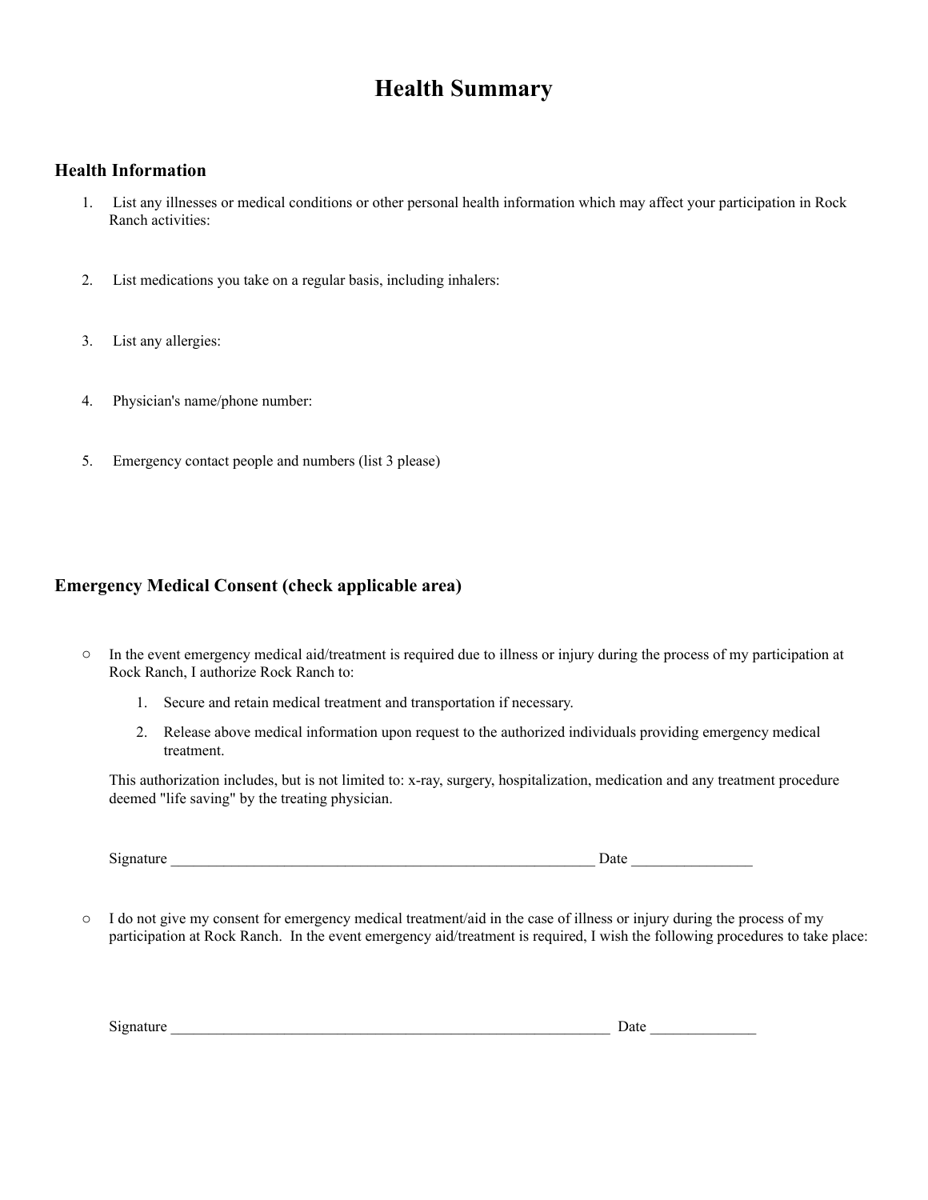# Health Summary

## Health Information

1. List any illnesses or medical conditions or other personal health information which may affect your participation in Rock Ranch activities:

2. List medications you take on a regular basis, including inhalers:

3. List any allergies:

4. Physician's name/phone number:

5. Emergency contact people and numbers (list 3 please)

## Emergency Medical Consent (check applicable area)

○ In the event emergency medical aid/treatment is required due to illness or injury during the process of my participation at Rock Ranch, I authorize Rock Ranch to:

   1. Secure and retain medical treatment and transportation if necessary.
   2. Release above medical information upon request to the authorized individuals providing emergency medical treatment.

   This authorization includes, but is not limited to: x-ray, surgery, hospitalization, medication and any treatment procedure deemed "life saving" by the treating physician.

   Signature ________________________________________________________ Date ________________

○ I do not give my consent for emergency medical treatment/aid in the case of illness or injury during the process of my participation at Rock Ranch. In the event emergency aid/treatment is required, I wish the following procedures to take place:

   Signature ___________________________________________________________ Date ______________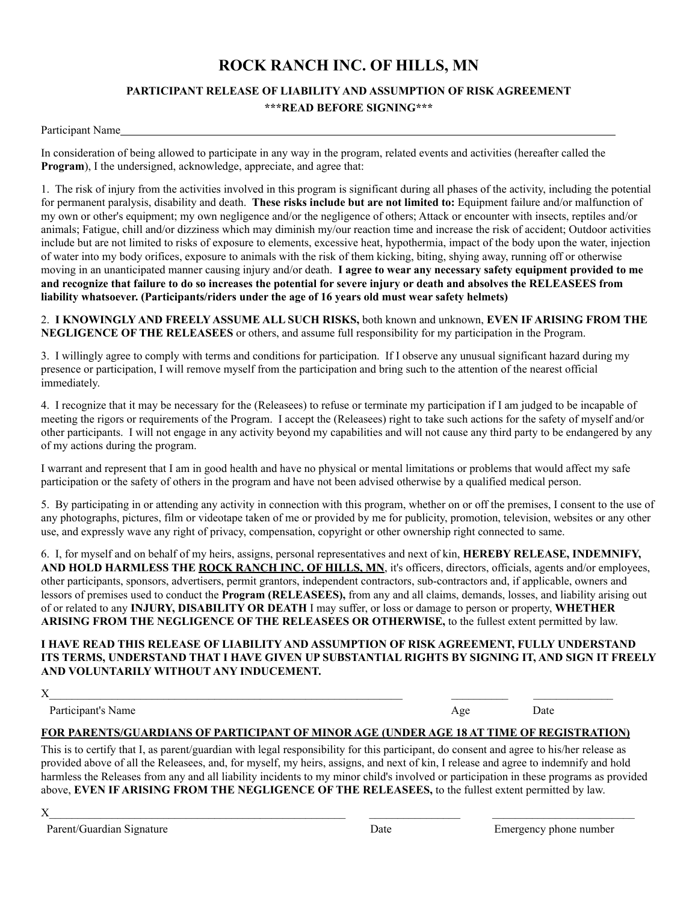# ROCK RANCH INC. OF HILLS, MN

## PARTICIPANT RELEASE OF LIABILITY AND ASSUMPTION OF RISK AGREEMENT

**\*\*\*READ BEFORE SIGNING\*\*\***

Participant Name_______________________________________________________________

In consideration of being allowed to participate in any way in the program, related events and activities (hereafter called the **Program**), I the undersigned, acknowledge, appreciate, and agree that:

1. The risk of injury from the activities involved in this program is significant during all phases of the activity, including the potential for permanent paralysis, disability and death. **These risks include but are not limited to:** Equipment failure and/or malfunction of my own or other's equipment; my own negligence and/or the negligence of others; Attack or encounter with insects, reptiles and/or animals; Fatigue, chill and/or dizziness which may diminish my/our reaction time and increase the risk of accident; Outdoor activities include but are not limited to risks of exposure to elements, excessive heat, hypothermia, impact of the body upon the water, injection of water into my body orifices, exposure to animals with the risk of them kicking, biting, shying away, running off or otherwise moving in an unanticipated manner causing injury and/or death. **I agree to wear any necessary safety equipment provided to me and recognize that failure to do so increases the potential for severe injury or death and absolves the RELEASEES from liability whatsoever. (Participants/riders under the age of 16 years old must wear safety helmets)**

2. **I KNOWINGLY AND FREELY ASSUME ALL SUCH RISKS,** both known and unknown, **EVEN IF ARISING FROM THE NEGLIGENCE OF THE RELEASEES** or others, and assume full responsibility for my participation in the Program.

3. I willingly agree to comply with terms and conditions for participation. If I observe any unusual significant hazard during my presence or participation, I will remove myself from the participation and bring such to the attention of the nearest official immediately.

4. I recognize that it may be necessary for the (Releasees) to refuse or terminate my participation if I am judged to be incapable of meeting the rigors or requirements of the Program. I accept the (Releasees) right to take such actions for the safety of myself and/or other participants. I will not engage in any activity beyond my capabilities and will not cause any third party to be endangered by any of my actions during the program.

I warrant and represent that I am in good health and have no physical or mental limitations or problems that would affect my safe participation or the safety of others in the program and have not been advised otherwise by a qualified medical person.

5. By participating in or attending any activity in connection with this program, whether on or off the premises, I consent to the use of any photographs, pictures, film or videotape taken of me or provided by me for publicity, promotion, television, websites or any other use, and expressly wave any right of privacy, compensation, copyright or other ownership right connected to same.

6. I, for myself and on behalf of my heirs, assigns, personal representatives and next of kin, **HEREBY RELEASE, INDEMNIFY, AND HOLD HARMLESS THE <u>ROCK RANCH INC. OF HILLS, MN</u>**, it's officers, directors, officials, agents and/or employees, other participants, sponsors, advertisers, permit grantors, independent contractors, sub-contractors and, if applicable, owners and lessors of premises used to conduct the **Program (RELEASEES),** from any and all claims, demands, losses, and liability arising out of or related to any **INJURY, DISABILITY OR DEATH** I may suffer, or loss or damage to person or property, **WHETHER ARISING FROM THE NEGLIGENCE OF THE RELEASEES OR OTHERWISE,** to the fullest extent permitted by law.

**I HAVE READ THIS RELEASE OF LIABILITY AND ASSUMPTION OF RISK AGREEMENT, FULLY UNDERSTAND ITS TERMS, UNDERSTAND THAT I HAVE GIVEN UP SUBSTANTIAL RIGHTS BY SIGNING IT, AND SIGN IT FREELY AND VOLUNTARILY WITHOUT ANY INDUCEMENT.**

X_______________________________________________ __________ ______________

Participant's Name Age Date

**<u>FOR PARENTS/GUARDIANS OF PARTICIPANT OF MINOR AGE (UNDER AGE 18 AT TIME OF REGISTRATION)</u>**

This is to certify that I, as parent/guardian with legal responsibility for this participant, do consent and agree to his/her release as provided above of all the Releasees, and, for myself, my heirs, assigns, and next of kin, I release and agree to indemnify and hold harmless the Releases from any and all liability incidents to my minor child's involved or participation in these programs as provided above, **EVEN IF ARISING FROM THE NEGLIGENCE OF THE RELEASEES,** to the fullest extent permitted by law.

X_______________________________________ ________________ ________________________

Parent/Guardian Signature Date Emergency phone number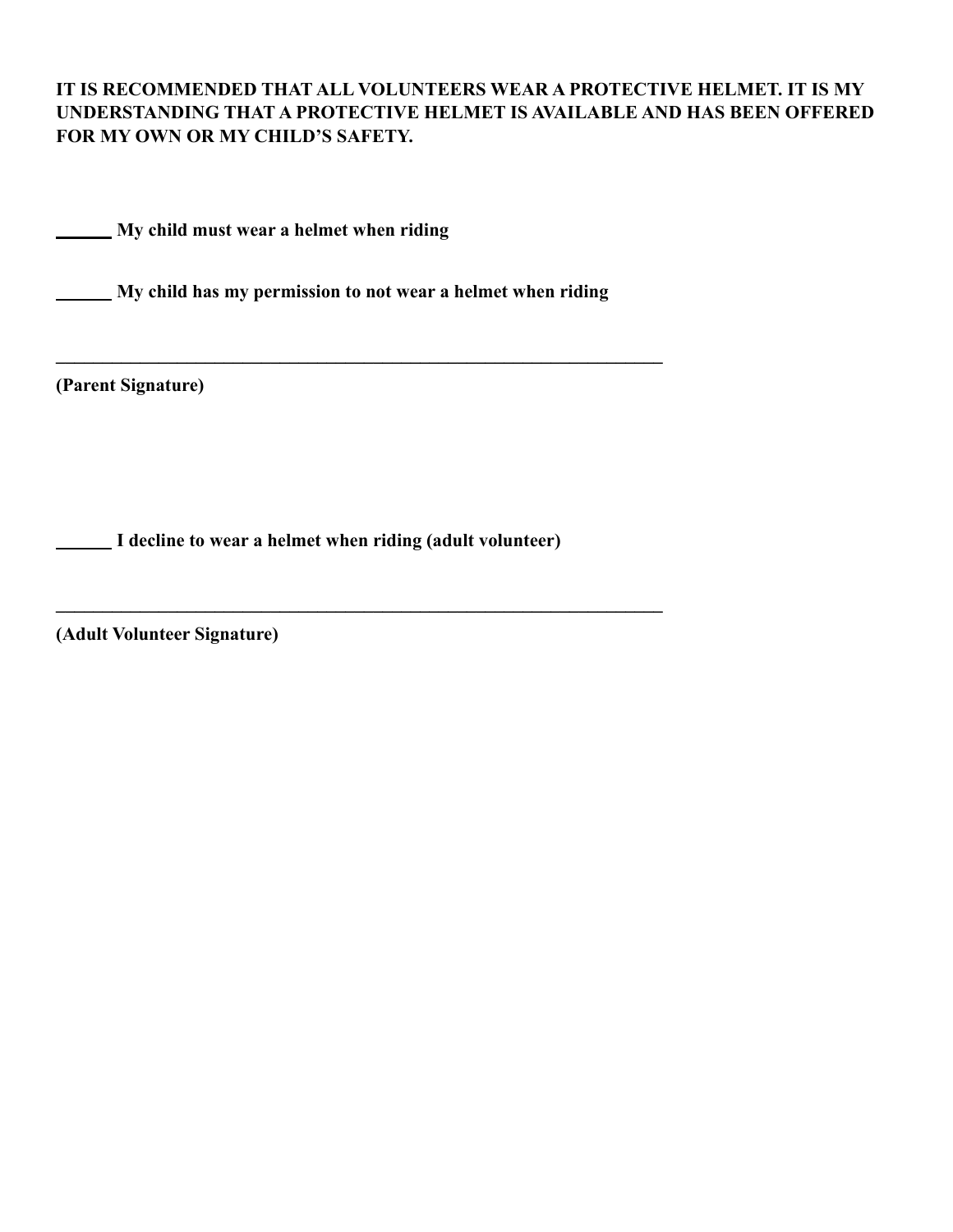**IT IS RECOMMENDED THAT ALL VOLUNTEERS WEAR A PROTECTIVE HELMET. IT IS MY UNDERSTANDING THAT A PROTECTIVE HELMET IS AVAILABLE AND HAS BEEN OFFERED FOR MY OWN OR MY CHILD'S SAFETY.**

**______ My child must wear a helmet when riding**

**______ My child has my permission to not wear a helmet when riding**

**_____________________________________________________________________**

**(Parent Signature)**

**______ I decline to wear a helmet when riding (adult volunteer)**

**_____________________________________________________________________**

**(Adult Volunteer Signature)**